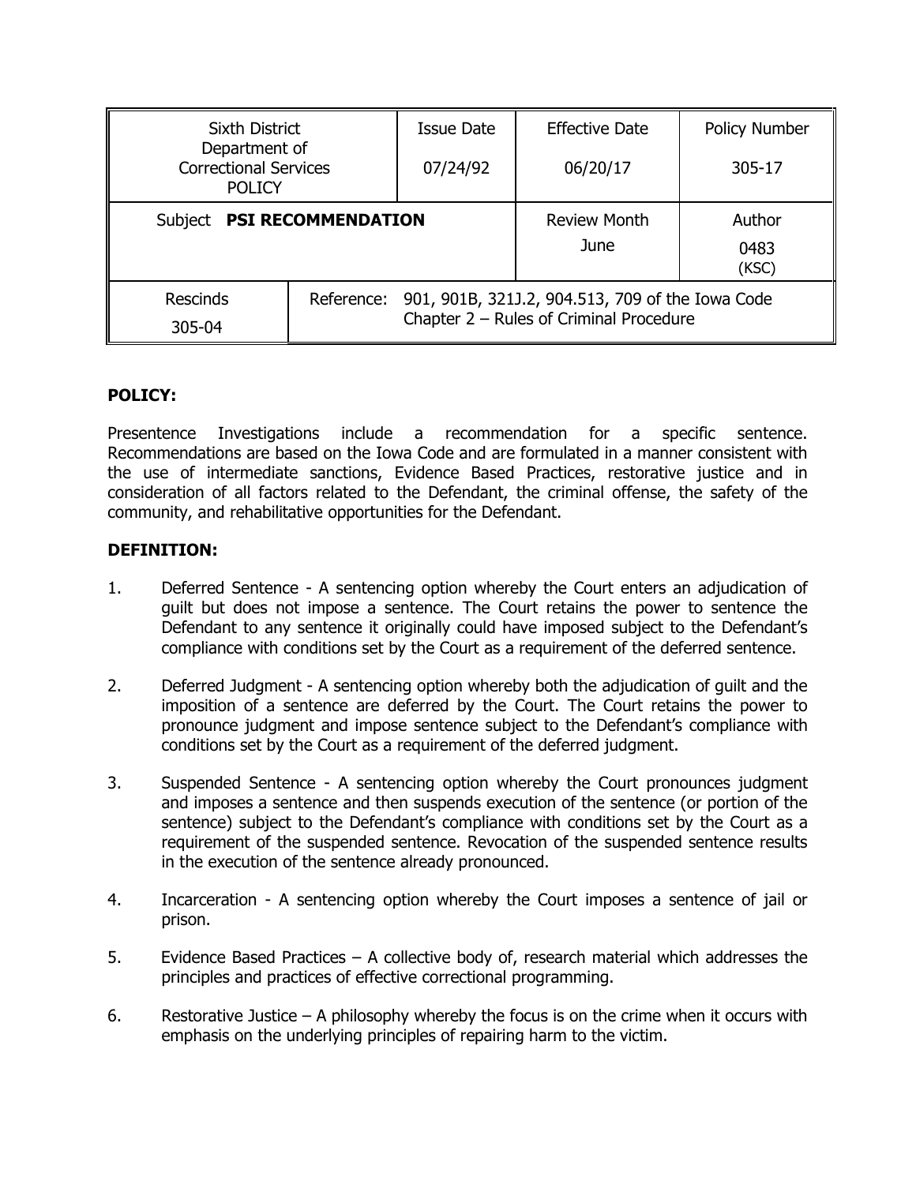| Sixth District Department of Correctional Services POLICY | | Issue Date<br>07/24/92 | Effective Date<br>06/20/17 | Policy Number<br>305-17 |
|---|---|---|---|---|
| Subject **PSI RECOMMENDATION** | | | Review Month<br>June | Author<br>0483 (KSC) |
| Rescinds<br>305-04 | Reference: 901, 901B, 321J.2, 904.513, 709 of the Iowa Code<br>Chapter 2 – Rules of Criminal Procedure | | | |

**POLICY:**

Presentence Investigations include a recommendation for a specific sentence. Recommendations are based on the Iowa Code and are formulated in a manner consistent with the use of intermediate sanctions, Evidence Based Practices, restorative justice and in consideration of all factors related to the Defendant, the criminal offense, the safety of the community, and rehabilitative opportunities for the Defendant.

**DEFINITION:**

1. Deferred Sentence - A sentencing option whereby the Court enters an adjudication of guilt but does not impose a sentence. The Court retains the power to sentence the Defendant to any sentence it originally could have imposed subject to the Defendant's compliance with conditions set by the Court as a requirement of the deferred sentence.

2. Deferred Judgment - A sentencing option whereby both the adjudication of guilt and the imposition of a sentence are deferred by the Court. The Court retains the power to pronounce judgment and impose sentence subject to the Defendant's compliance with conditions set by the Court as a requirement of the deferred judgment.

3. Suspended Sentence - A sentencing option whereby the Court pronounces judgment and imposes a sentence and then suspends execution of the sentence (or portion of the sentence) subject to the Defendant's compliance with conditions set by the Court as a requirement of the suspended sentence. Revocation of the suspended sentence results in the execution of the sentence already pronounced.

4. Incarceration - A sentencing option whereby the Court imposes a sentence of jail or prison.

5. Evidence Based Practices – A collective body of, research material which addresses the principles and practices of effective correctional programming.

6. Restorative Justice – A philosophy whereby the focus is on the crime when it occurs with emphasis on the underlying principles of repairing harm to the victim.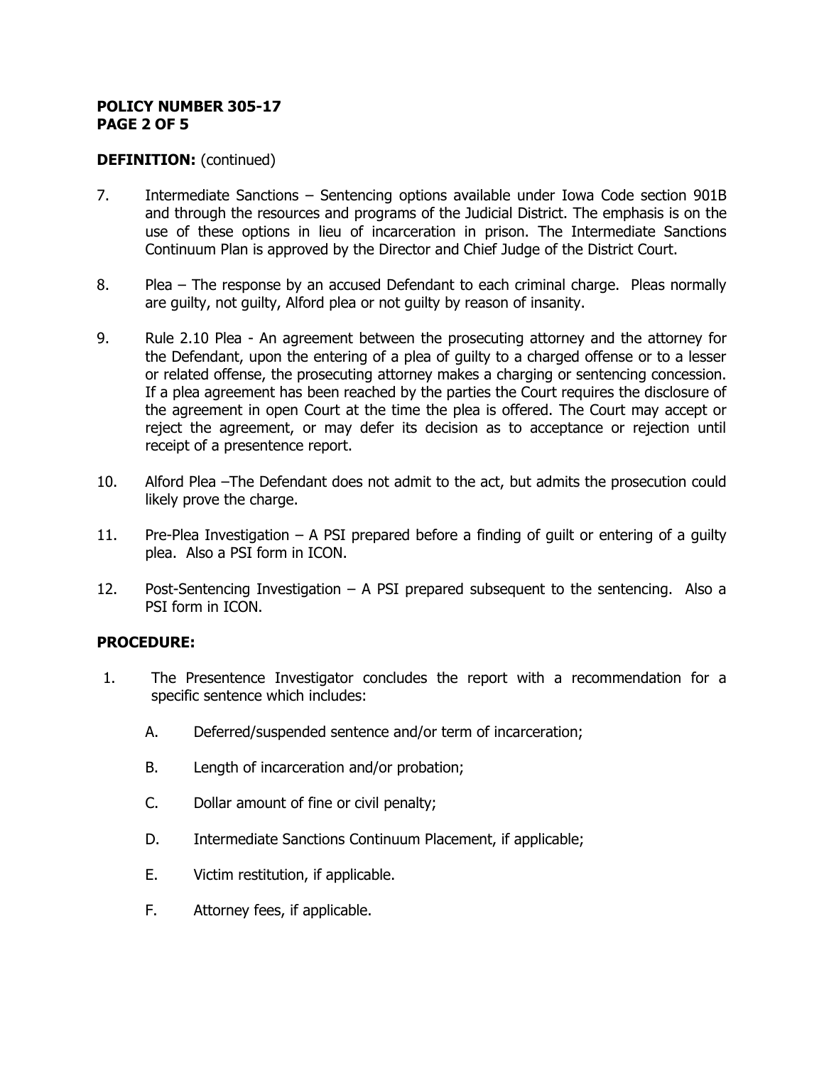**DEFINITION:** (continued)

7. Intermediate Sanctions – Sentencing options available under Iowa Code section 901B and through the resources and programs of the Judicial District. The emphasis is on the use of these options in lieu of incarceration in prison. The Intermediate Sanctions Continuum Plan is approved by the Director and Chief Judge of the District Court.

8. Plea – The response by an accused Defendant to each criminal charge. Pleas normally are guilty, not guilty, Alford plea or not guilty by reason of insanity.

9. Rule 2.10 Plea - An agreement between the prosecuting attorney and the attorney for the Defendant, upon the entering of a plea of guilty to a charged offense or to a lesser or related offense, the prosecuting attorney makes a charging or sentencing concession. If a plea agreement has been reached by the parties the Court requires the disclosure of the agreement in open Court at the time the plea is offered. The Court may accept or reject the agreement, or may defer its decision as to acceptance or rejection until receipt of a presentence report.

10. Alford Plea –The Defendant does not admit to the act, but admits the prosecution could likely prove the charge.

11. Pre-Plea Investigation – A PSI prepared before a finding of guilt or entering of a guilty plea. Also a PSI form in ICON.

12. Post-Sentencing Investigation – A PSI prepared subsequent to the sentencing. Also a PSI form in ICON.

**PROCEDURE:**

1. The Presentence Investigator concludes the report with a recommendation for a specific sentence which includes:

   A. Deferred/suspended sentence and/or term of incarceration;

   B. Length of incarceration and/or probation;

   C. Dollar amount of fine or civil penalty;

   D. Intermediate Sanctions Continuum Placement, if applicable;

   E. Victim restitution, if applicable.

   F. Attorney fees, if applicable.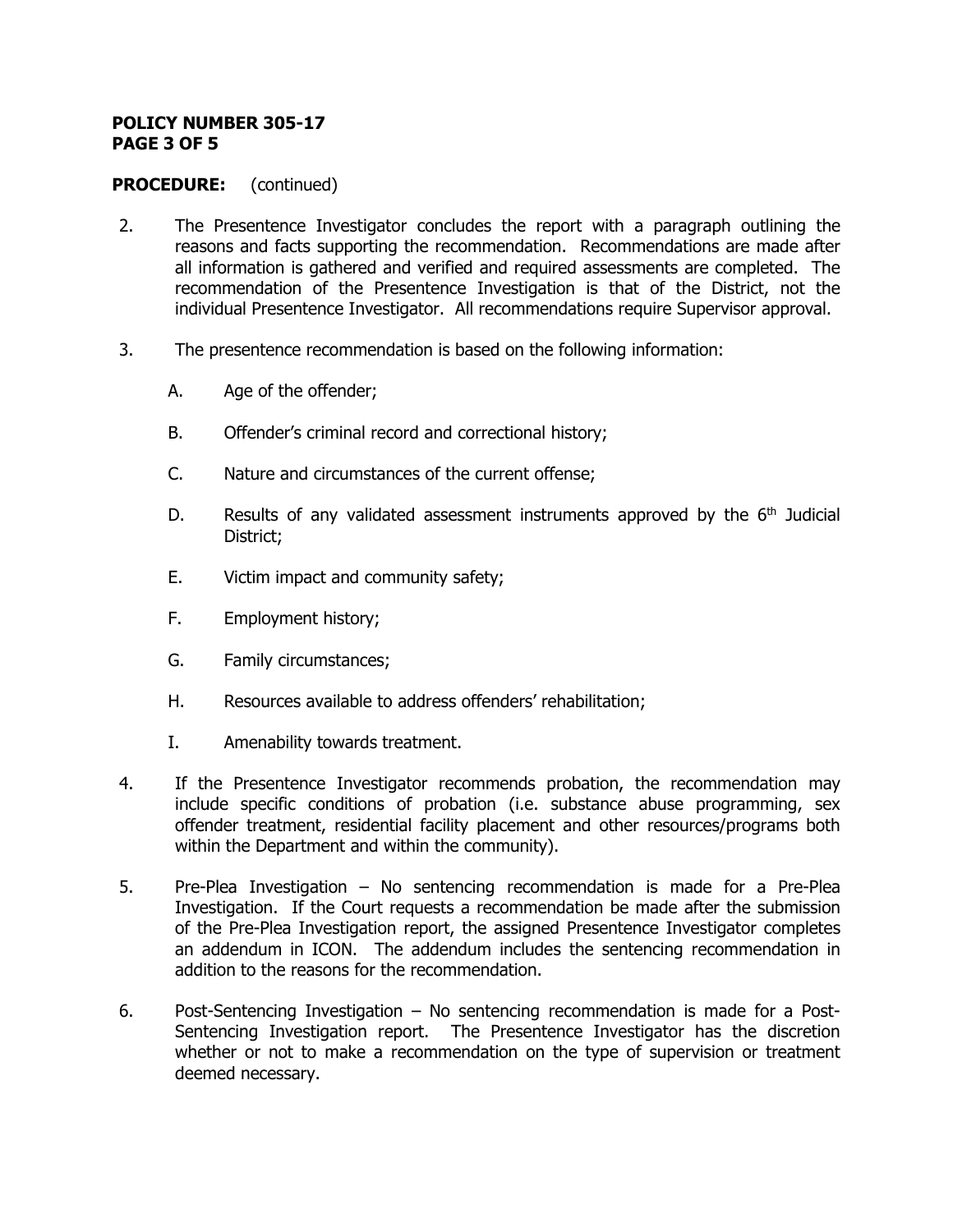**PROCEDURE:** (continued)

2. The Presentence Investigator concludes the report with a paragraph outlining the reasons and facts supporting the recommendation. Recommendations are made after all information is gathered and verified and required assessments are completed. The recommendation of the Presentence Investigation is that of the District, not the individual Presentence Investigator. All recommendations require Supervisor approval.

3. The presentence recommendation is based on the following information:

   A. Age of the offender;

   B. Offender's criminal record and correctional history;

   C. Nature and circumstances of the current offense;

   D. Results of any validated assessment instruments approved by the 6th Judicial District;

   E. Victim impact and community safety;

   F. Employment history;

   G. Family circumstances;

   H. Resources available to address offenders' rehabilitation;

   I. Amenability towards treatment.

4. If the Presentence Investigator recommends probation, the recommendation may include specific conditions of probation (i.e. substance abuse programming, sex offender treatment, residential facility placement and other resources/programs both within the Department and within the community).

5. Pre-Plea Investigation – No sentencing recommendation is made for a Pre-Plea Investigation. If the Court requests a recommendation be made after the submission of the Pre-Plea Investigation report, the assigned Presentence Investigator completes an addendum in ICON. The addendum includes the sentencing recommendation in addition to the reasons for the recommendation.

6. Post-Sentencing Investigation – No sentencing recommendation is made for a Post-Sentencing Investigation report. The Presentence Investigator has the discretion whether or not to make a recommendation on the type of supervision or treatment deemed necessary.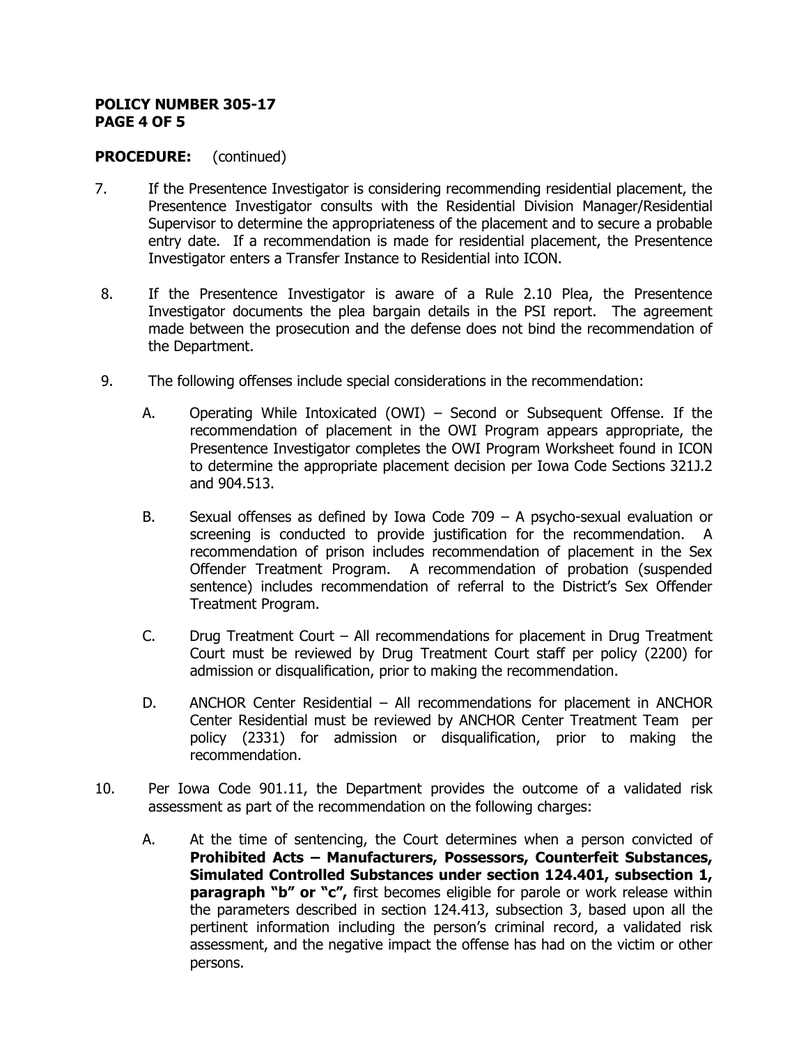**PROCEDURE:** (continued)

7. If the Presentence Investigator is considering recommending residential placement, the Presentence Investigator consults with the Residential Division Manager/Residential Supervisor to determine the appropriateness of the placement and to secure a probable entry date. If a recommendation is made for residential placement, the Presentence Investigator enters a Transfer Instance to Residential into ICON.

8. If the Presentence Investigator is aware of a Rule 2.10 Plea, the Presentence Investigator documents the plea bargain details in the PSI report. The agreement made between the prosecution and the defense does not bind the recommendation of the Department.

9. The following offenses include special considerations in the recommendation:

   A. Operating While Intoxicated (OWI) – Second or Subsequent Offense. If the recommendation of placement in the OWI Program appears appropriate, the Presentence Investigator completes the OWI Program Worksheet found in ICON to determine the appropriate placement decision per Iowa Code Sections 321J.2 and 904.513.

   B. Sexual offenses as defined by Iowa Code 709 – A psycho-sexual evaluation or screening is conducted to provide justification for the recommendation. A recommendation of prison includes recommendation of placement in the Sex Offender Treatment Program. A recommendation of probation (suspended sentence) includes recommendation of referral to the District's Sex Offender Treatment Program.

   C. Drug Treatment Court – All recommendations for placement in Drug Treatment Court must be reviewed by Drug Treatment Court staff per policy (2200) for admission or disqualification, prior to making the recommendation.

   D. ANCHOR Center Residential – All recommendations for placement in ANCHOR Center Residential must be reviewed by ANCHOR Center Treatment Team per policy (2331) for admission or disqualification, prior to making the recommendation.

10. Per Iowa Code 901.11, the Department provides the outcome of a validated risk assessment as part of the recommendation on the following charges:

    A. At the time of sentencing, the Court determines when a person convicted of **Prohibited Acts – Manufacturers, Possessors, Counterfeit Substances, Simulated Controlled Substances under section 124.401, subsection 1, paragraph "b" or "c",** first becomes eligible for parole or work release within the parameters described in section 124.413, subsection 3, based upon all the pertinent information including the person's criminal record, a validated risk assessment, and the negative impact the offense has had on the victim or other persons.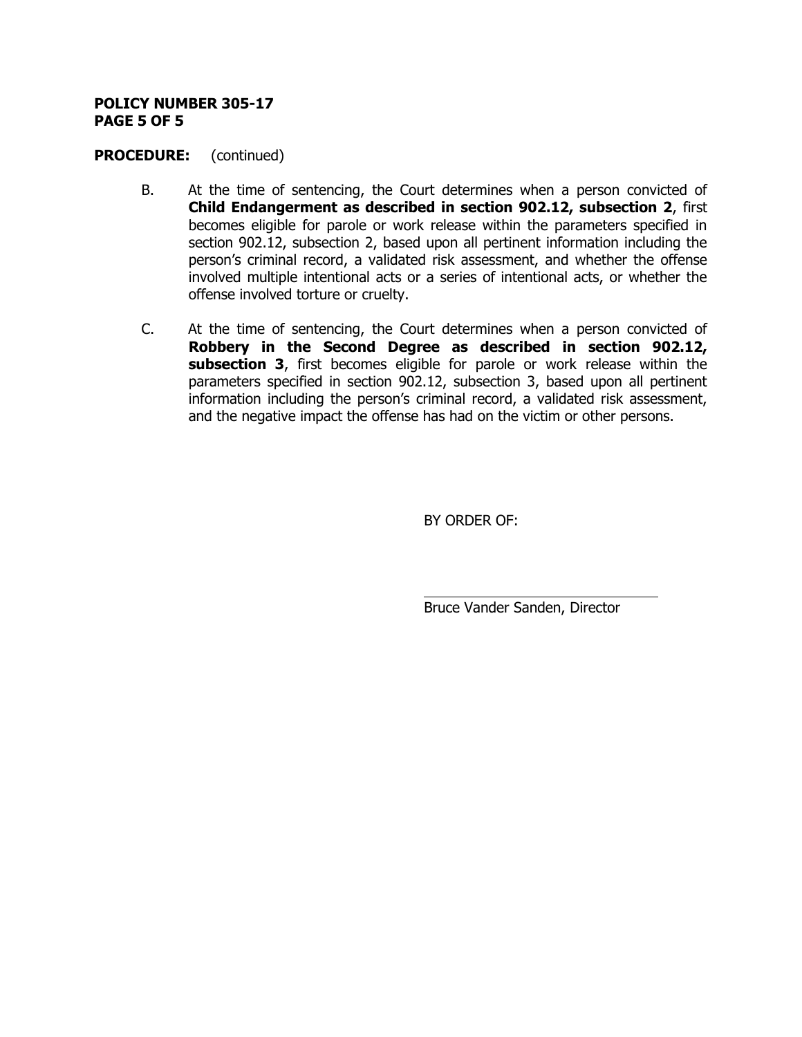**PROCEDURE:** (continued)

B. At the time of sentencing, the Court determines when a person convicted of **Child Endangerment as described in section 902.12, subsection 2**, first becomes eligible for parole or work release within the parameters specified in section 902.12, subsection 2, based upon all pertinent information including the person's criminal record, a validated risk assessment, and whether the offense involved multiple intentional acts or a series of intentional acts, or whether the offense involved torture or cruelty.

C. At the time of sentencing, the Court determines when a person convicted of **Robbery in the Second Degree as described in section 902.12, subsection 3**, first becomes eligible for parole or work release within the parameters specified in section 902.12, subsection 3, based upon all pertinent information including the person's criminal record, a validated risk assessment, and the negative impact the offense has had on the victim or other persons.

BY ORDER OF:

Bruce Vander Sanden, Director